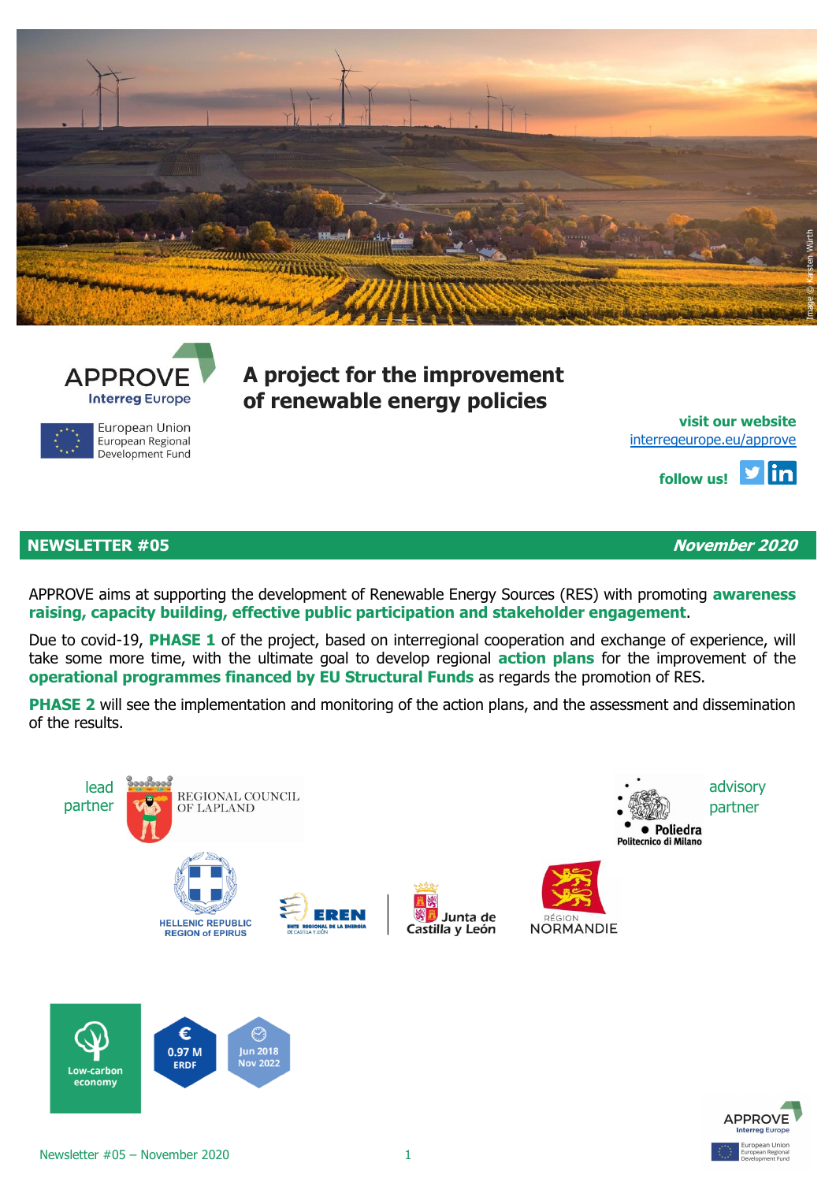APPROVE
Interreg Europe

European Union
European Regional Development Fund

# A project for the improvement of renewable energy policies

**visit our website**
interregeurope.eu/approve

**follow us!**

## NEWSLETTER #05 — *November 2020*

APPROVE aims at supporting the development of Renewable Energy Sources (RES) with promoting **awareness raising, capacity building, effective public participation and stakeholder engagement**.

Due to covid-19, **PHASE 1** of the project, based on interregional cooperation and exchange of experience, will take some more time, with the ultimate goal to develop regional **action plans** for the improvement of the **operational programmes financed by EU Structural Funds** as regards the promotion of RES.

**PHASE 2** will see the implementation and monitoring of the action plans, and the assessment and dissemination of the results.

lead partner: REGIONAL COUNCIL OF LAPLAND

advisory partner: Poliedra Politecnico di Milano

HELLENIC REPUBLIC REGION of EPIRUS

EREN ENTE REGIONAL DE LA ENERGÍA DE CASTILLA Y LEÓN

Junta de Castilla y León

RÉGION NORMANDIE

Low-carbon economy

0.97 M ERDF

Jun 2018 – Nov 2022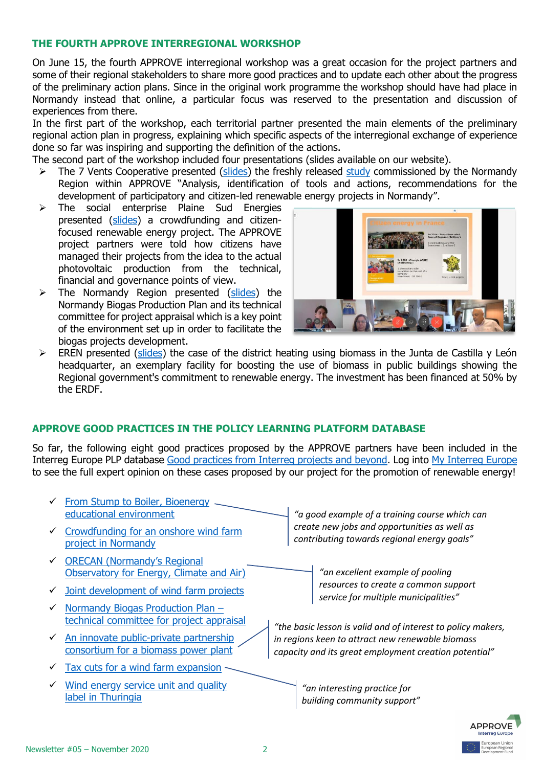## THE FOURTH APPROVE INTERREGIONAL WORKSHOP

On June 15, the fourth APPROVE interregional workshop was a great occasion for the project partners and some of their regional stakeholders to share more good practices and to update each other about the progress of the preliminary action plans. Since in the original work programme the workshop should have had place in Normandy instead that online, a particular focus was reserved to the presentation and discussion of experiences from there.

In the first part of the workshop, each territorial partner presented the main elements of the preliminary regional action plan in progress, explaining which specific aspects of the interregional exchange of experience done so far was inspiring and supporting the definition of the actions.

The second part of the workshop included four presentations (slides available on our website).

- The 7 Vents Cooperative presented (slides) the freshly released study commissioned by the Normandy Region within APPROVE "Analysis, identification of tools and actions, recommendations for the development of participatory and citizen-led renewable energy projects in Normandy".
- The social enterprise Plaine Sud Energies presented (slides) a crowdfunding and citizen-focused renewable energy project. The APPROVE project partners were told how citizens have managed their projects from the idea to the actual photovoltaic production from the technical, financial and governance points of view.
- The Normandy Region presented (slides) the Normandy Biogas Production Plan and its technical committee for project appraisal which is a key point of the environment set up in order to facilitate the biogas projects development.
- EREN presented (slides) the case of the district heating using biomass in the Junta de Castilla y León headquarter, an exemplary facility for boosting the use of biomass in public buildings showing the Regional government's commitment to renewable energy. The investment has been financed at 50% by the ERDF.

## APPROVE GOOD PRACTICES IN THE POLICY LEARNING PLATFORM DATABASE

So far, the following eight good practices proposed by the APPROVE partners have been included in the Interreg Europe PLP database Good practices from Interreg projects and beyond. Log into My Interreg Europe to see the full expert opinion on these cases proposed by our project for the promotion of renewable energy!

- ✓ From Stump to Boiler, Bioenergy educational environment
- ✓ Crowdfunding for an onshore wind farm project in Normandy
- ✓ ORECAN (Normandy's Regional Observatory for Energy, Climate and Air)
- ✓ Joint development of wind farm projects
- ✓ Normandy Biogas Production Plan – technical committee for project appraisal
- ✓ An innovate public-private partnership consortium for a biomass power plant
- ✓ Tax cuts for a wind farm expansion
- ✓ Wind energy service unit and quality label in Thuringia

*"a good example of a training course which can create new jobs and opportunities as well as contributing towards regional energy goals"*

*"an excellent example of pooling resources to create a common support service for multiple municipalities"*

*"the basic lesson is valid and of interest to policy makers, in regions keen to attract new renewable biomass capacity and its great employment creation potential"*

*"an interesting practice for building community support"*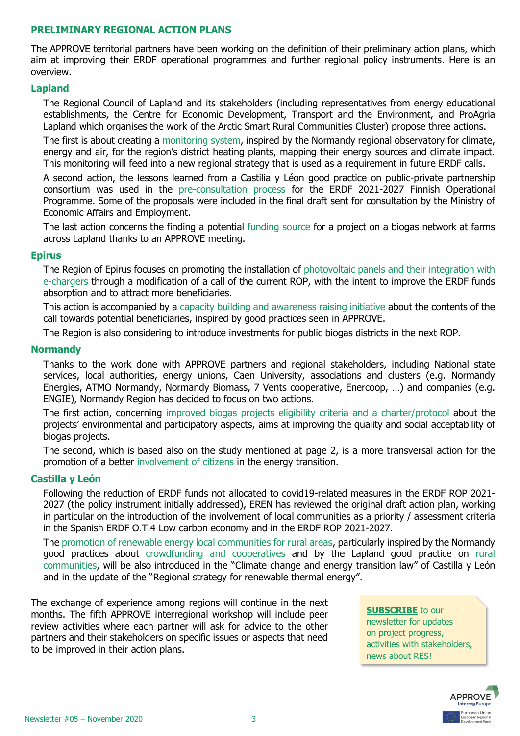## PRELIMINARY REGIONAL ACTION PLANS

The APPROVE territorial partners have been working on the definition of their preliminary action plans, which aim at improving their ERDF operational programmes and further regional policy instruments. Here is an overview.

### Lapland

The Regional Council of Lapland and its stakeholders (including representatives from energy educational establishments, the Centre for Economic Development, Transport and the Environment, and ProAgria Lapland which organises the work of the Arctic Smart Rural Communities Cluster) propose three actions.

The first is about creating a monitoring system, inspired by the Normandy regional observatory for climate, energy and air, for the region's district heating plants, mapping their energy sources and climate impact. This monitoring will feed into a new regional strategy that is used as a requirement in future ERDF calls.

A second action, the lessons learned from a Castilia y Léon good practice on public-private partnership consortium was used in the pre-consultation process for the ERDF 2021-2027 Finnish Operational Programme. Some of the proposals were included in the final draft sent for consultation by the Ministry of Economic Affairs and Employment.

The last action concerns the finding a potential funding source for a project on a biogas network at farms across Lapland thanks to an APPROVE meeting.

### Epirus

The Region of Epirus focuses on promoting the installation of photovoltaic panels and their integration with e-chargers through a modification of a call of the current ROP, with the intent to improve the ERDF funds absorption and to attract more beneficiaries.

This action is accompanied by a capacity building and awareness raising initiative about the contents of the call towards potential beneficiaries, inspired by good practices seen in APPROVE.

The Region is also considering to introduce investments for public biogas districts in the next ROP.

### Normandy

Thanks to the work done with APPROVE partners and regional stakeholders, including National state services, local authorities, energy unions, Caen University, associations and clusters (e.g. Normandy Energies, ATMO Normandy, Normandy Biomass, 7 Vents cooperative, Enercoop, …) and companies (e.g. ENGIE), Normandy Region has decided to focus on two actions.

The first action, concerning improved biogas projects eligibility criteria and a charter/protocol about the projects' environmental and participatory aspects, aims at improving the quality and social acceptability of biogas projects.

The second, which is based also on the study mentioned at page 2, is a more transversal action for the promotion of a better involvement of citizens in the energy transition.

### Castilla y León

Following the reduction of ERDF funds not allocated to covid19-related measures in the ERDF ROP 2021-2027 (the policy instrument initially addressed), EREN has reviewed the original draft action plan, working in particular on the introduction of the involvement of local communities as a priority / assessment criteria in the Spanish ERDF O.T.4 Low carbon economy and in the ERDF ROP 2021-2027.

The promotion of renewable energy local communities for rural areas, particularly inspired by the Normandy good practices about crowdfunding and cooperatives and by the Lapland good practice on rural communities, will be also introduced in the "Climate change and energy transition law" of Castilla y León and in the update of the "Regional strategy for renewable thermal energy".

The exchange of experience among regions will continue in the next months. The fifth APPROVE interregional workshop will include peer review activities where each partner will ask for advice to the other partners and their stakeholders on specific issues or aspects that need to be improved in their action plans.

**SUBSCRIBE** to our newsletter for updates on project progress, activities with stakeholders, news about RES!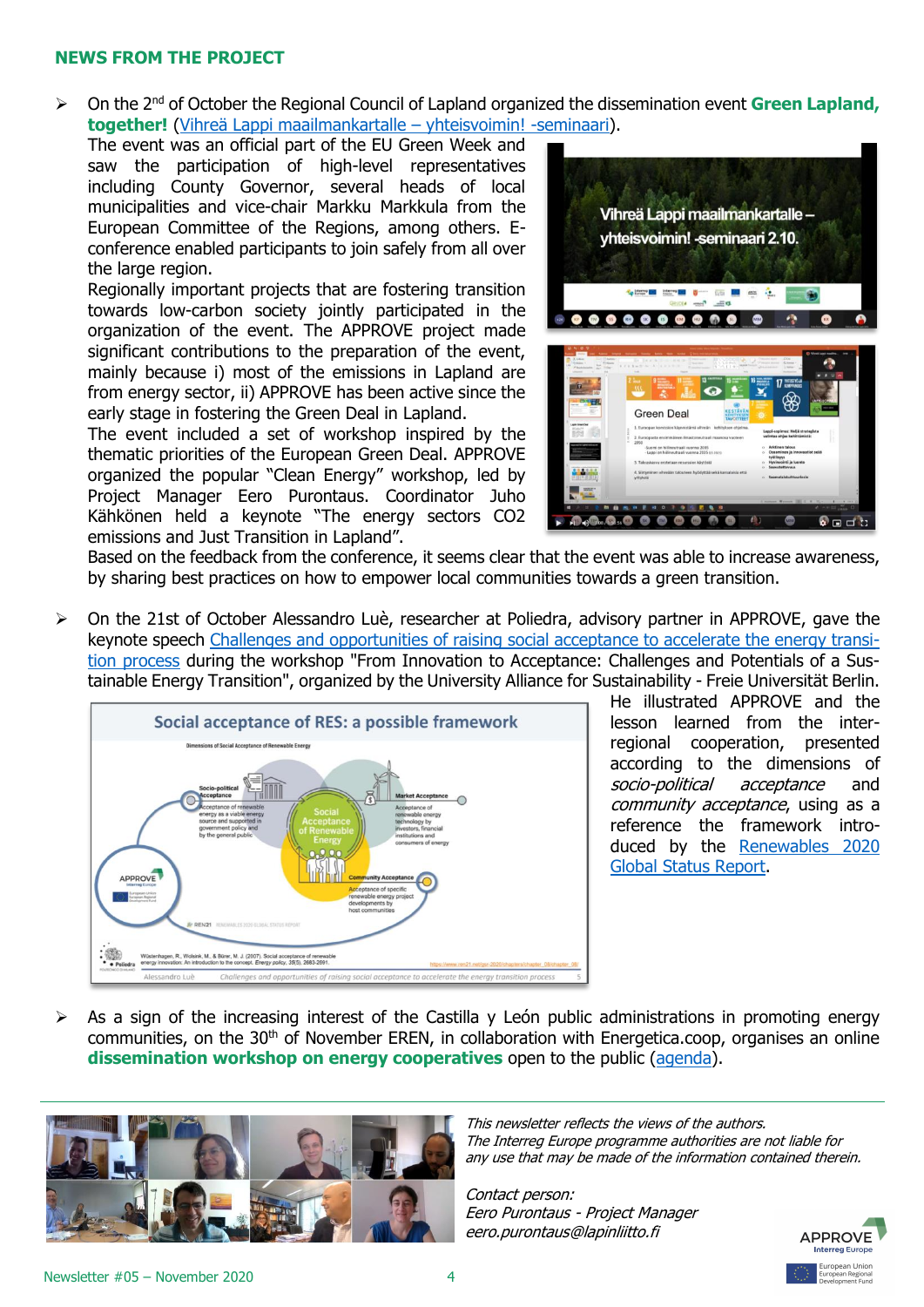## NEWS FROM THE PROJECT

- On the 2nd of October the Regional Council of Lapland organized the dissemination event **Green Lapland, together!** (Vihreä Lappi maailmankartalle – yhteisvoimin! -seminaari).
  The event was an official part of the EU Green Week and saw the participation of high-level representatives including County Governor, several heads of local municipalities and vice-chair Markku Markkula from the European Committee of the Regions, among others. E-conference enabled participants to join safely from all over the large region.
  Regionally important projects that are fostering transition towards low-carbon society jointly participated in the organization of the event. The APPROVE project made significant contributions to the preparation of the event, mainly because i) most of the emissions in Lapland are from energy sector, ii) APPROVE has been active since the early stage in fostering the Green Deal in Lapland.
  The event included a set of workshop inspired by the thematic priorities of the European Green Deal. APPROVE organized the popular "Clean Energy" workshop, led by Project Manager Eero Purontaus. Coordinator Juho Kähkönen held a keynote "The energy sectors $CO_2$ emissions and Just Transition in Lapland".
  Based on the feedback from the conference, it seems clear that the event was able to increase awareness, by sharing best practices on how to empower local communities towards a green transition.

- On the 21st of October Alessandro Luè, researcher at Poliedra, advisory partner in APPROVE, gave the keynote speech Challenges and opportunities of raising social acceptance to accelerate the energy transition process during the workshop "From Innovation to Acceptance: Challenges and Potentials of a Sustainable Energy Transition", organized by the University Alliance for Sustainability - Freie Universität Berlin.
  He illustrated APPROVE and the lesson learned from the interregional cooperation, presented according to the dimensions of *socio-political acceptance* and *community acceptance*, using as a reference the framework introduced by the Renewables 2020 Global Status Report.

- As a sign of the increasing interest of the Castilla y León public administrations in promoting energy communities, on the 30th of November EREN, in collaboration with Energetica.coop, organises an online **dissemination workshop on energy cooperatives** open to the public (agenda).

*This newsletter reflects the views of the authors.*
*The Interreg Europe programme authorities are not liable for any use that may be made of the information contained therein.*

*Contact person:*
*Eero Purontaus - Project Manager*
*eero.purontaus@lapinliitto.fi*